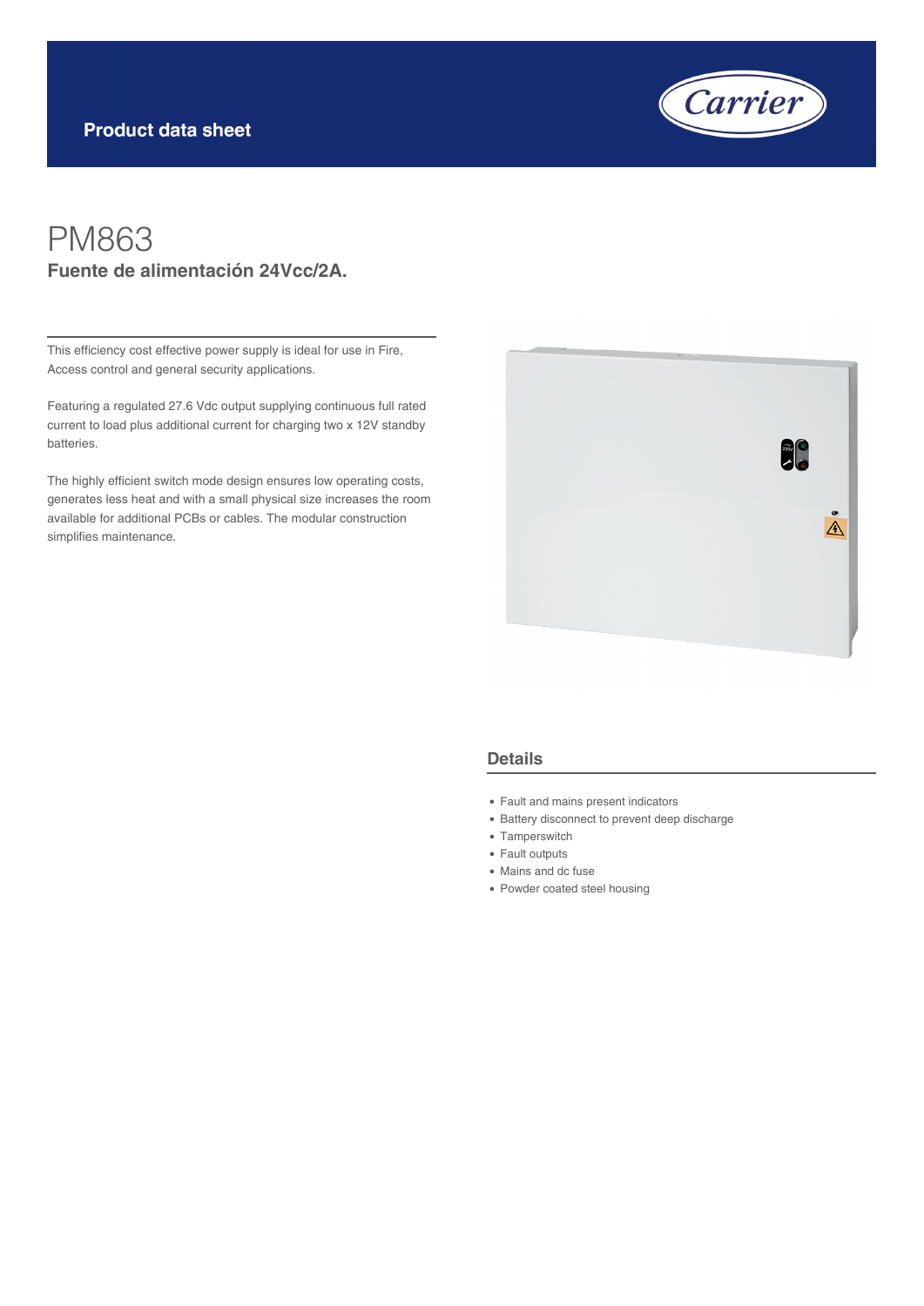Product data sheet

# PM863

## Fuente de alimentación 24Vcc/2A.

This efficiency cost effective power supply is ideal for use in Fire, Access control and general security applications.

Featuring a regulated 27.6 Vdc output supplying continuous full rated current to load plus additional current for charging two x 12V standby batteries.

The highly efficient switch mode design ensures low operating costs, generates less heat and with a small physical size increases the room available for additional PCBs or cables. The modular construction simplifies maintenance.

## Details

- Fault and mains present indicators
- Battery disconnect to prevent deep discharge
- Tamperswitch
- Fault outputs
- Mains and dc fuse
- Powder coated steel housing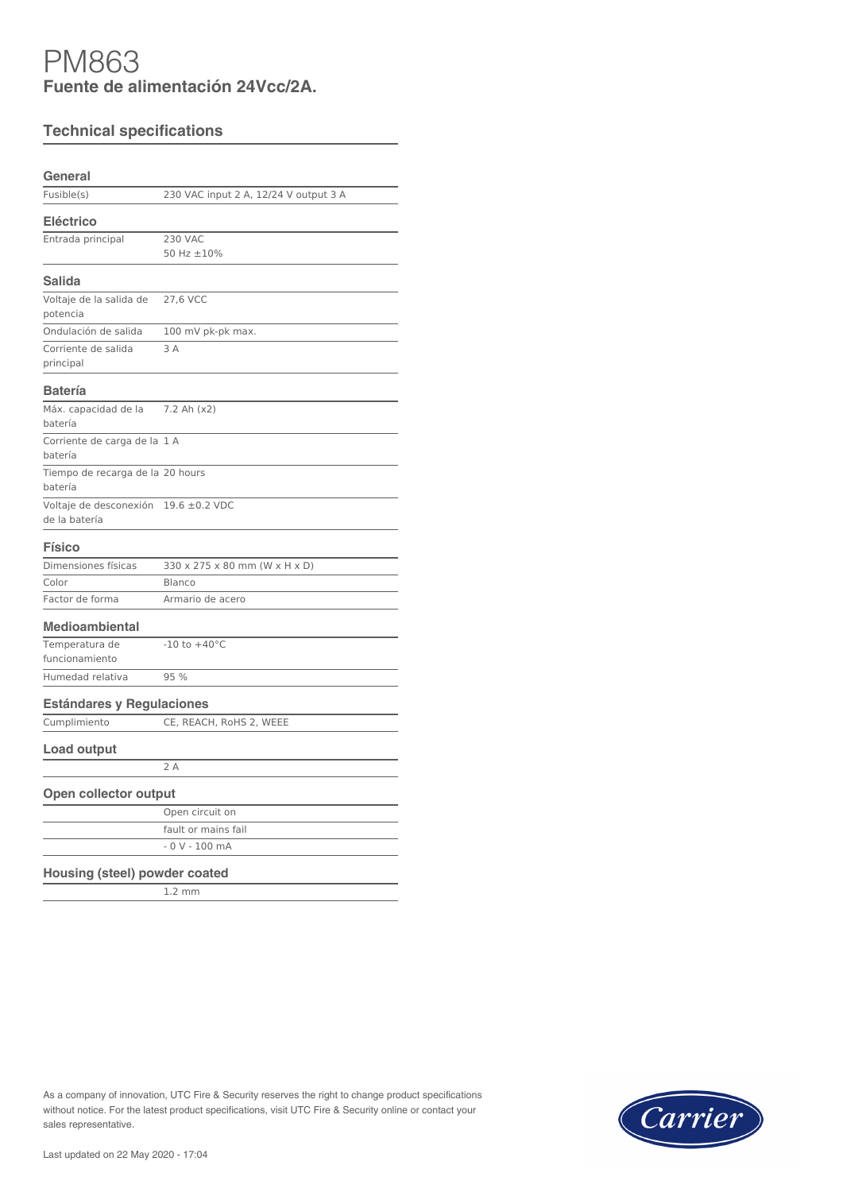# PM863

**Fuente de alimentación 24Vcc/2A.**

## Technical specifications

### General

| | |
|---|---|
| Fusible(s) | 230 VAC input 2 A, 12/24 V output 3 A |

### Eléctrico

| | |
|---|---|
| Entrada principal | 230 VAC<br>50 Hz ±10% |

### Salida

| | |
|---|---|
| Voltaje de la salida de potencia | 27,6 VCC |
| Ondulación de salida | 100 mV pk-pk max. |
| Corriente de salida principal | 3 A |

### Batería

| | |
|---|---|
| Máx. capacidad de la batería | 7.2 Ah (x2) |
| Corriente de carga de la batería | 1 A |
| Tiempo de recarga de la batería | 20 hours |
| Voltaje de desconexión de la batería | 19.6 ±0.2 VDC |

### Físico

| | |
|---|---|
| Dimensiones físicas | 330 x 275 x 80 mm (W x H x D) |
| Color | Blanco |
| Factor de forma | Armario de acero |

### Medioambiental

| | |
|---|---|
| Temperatura de funcionamiento | -10 to +40°C |
| Humedad relativa | 95 % |

### Estándares y Regulaciones

| | |
|---|---|
| Cumplimiento | CE, REACH, RoHS 2, WEEE |

### Load output

| | |
|---|---|
| | 2 A |

### Open collector output

| | |
|---|---|
| | Open circuit on |
| | fault or mains fail |
| | - 0 V - 100 mA |

### Housing (steel) powder coated

| | |
|---|---|
| | 1.2 mm |

As a company of innovation, UTC Fire & Security reserves the right to change product specifications without notice. For the latest product specifications, visit UTC Fire & Security online or contact your sales representative.

Carrier

Last updated on 22 May 2020 - 17:04